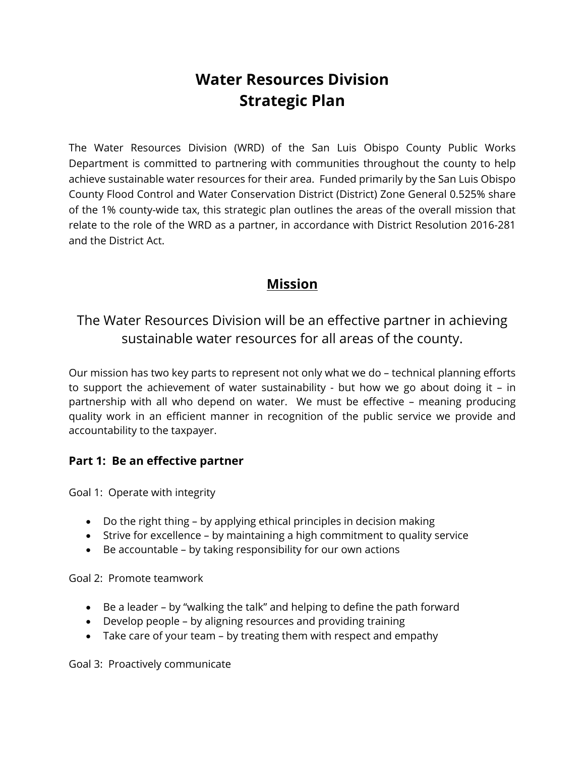# Water Resources Division
# Strategic Plan

The Water Resources Division (WRD) of the San Luis Obispo County Public Works Department is committed to partnering with communities throughout the county to help achieve sustainable water resources for their area. Funded primarily by the San Luis Obispo County Flood Control and Water Conservation District (District) Zone General 0.525% share of the 1% county-wide tax, this strategic plan outlines the areas of the overall mission that relate to the role of the WRD as a partner, in accordance with District Resolution 2016-281 and the District Act.

## Mission

The Water Resources Division will be an effective partner in achieving sustainable water resources for all areas of the county.

Our mission has two key parts to represent not only what we do – technical planning efforts to support the achievement of water sustainability - but how we go about doing it – in partnership with all who depend on water. We must be effective – meaning producing quality work in an efficient manner in recognition of the public service we provide and accountability to the taxpayer.

### Part 1: Be an effective partner

Goal 1: Operate with integrity

- Do the right thing – by applying ethical principles in decision making
- Strive for excellence – by maintaining a high commitment to quality service
- Be accountable – by taking responsibility for our own actions

Goal 2: Promote teamwork

- Be a leader – by "walking the talk" and helping to define the path forward
- Develop people – by aligning resources and providing training
- Take care of your team – by treating them with respect and empathy

Goal 3: Proactively communicate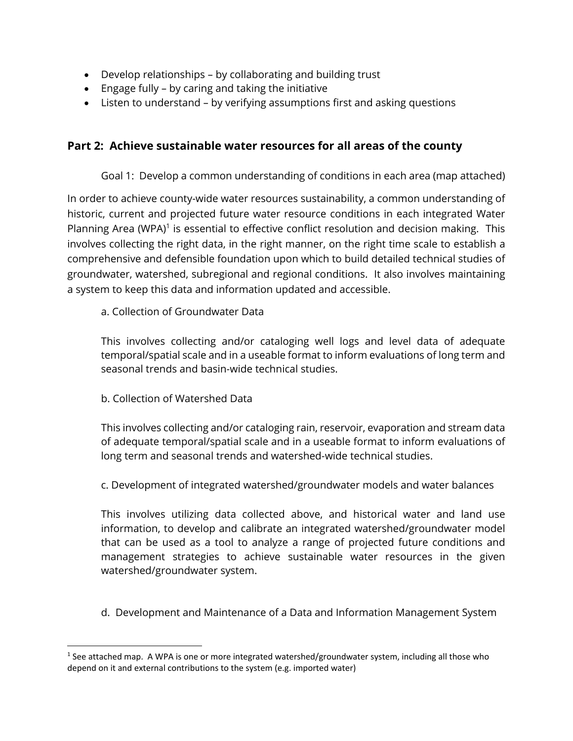- Develop relationships – by collaborating and building trust
- Engage fully – by caring and taking the initiative
- Listen to understand – by verifying assumptions first and asking questions

## Part 2: Achieve sustainable water resources for all areas of the county

Goal 1: Develop a common understanding of conditions in each area (map attached)

In order to achieve county-wide water resources sustainability, a common understanding of historic, current and projected future water resource conditions in each integrated Water Planning Area (WPA)[1] is essential to effective conflict resolution and decision making. This involves collecting the right data, in the right manner, on the right time scale to establish a comprehensive and defensible foundation upon which to build detailed technical studies of groundwater, watershed, subregional and regional conditions. It also involves maintaining a system to keep this data and information updated and accessible.

a. Collection of Groundwater Data

This involves collecting and/or cataloging well logs and level data of adequate temporal/spatial scale and in a useable format to inform evaluations of long term and seasonal trends and basin-wide technical studies.

b. Collection of Watershed Data

This involves collecting and/or cataloging rain, reservoir, evaporation and stream data of adequate temporal/spatial scale and in a useable format to inform evaluations of long term and seasonal trends and watershed-wide technical studies.

c. Development of integrated watershed/groundwater models and water balances

This involves utilizing data collected above, and historical water and land use information, to develop and calibrate an integrated watershed/groundwater model that can be used as a tool to analyze a range of projected future conditions and management strategies to achieve sustainable water resources in the given watershed/groundwater system.

d. Development and Maintenance of a Data and Information Management System

---

[1] See attached map. A WPA is one or more integrated watershed/groundwater system, including all those who depend on it and external contributions to the system (e.g. imported water)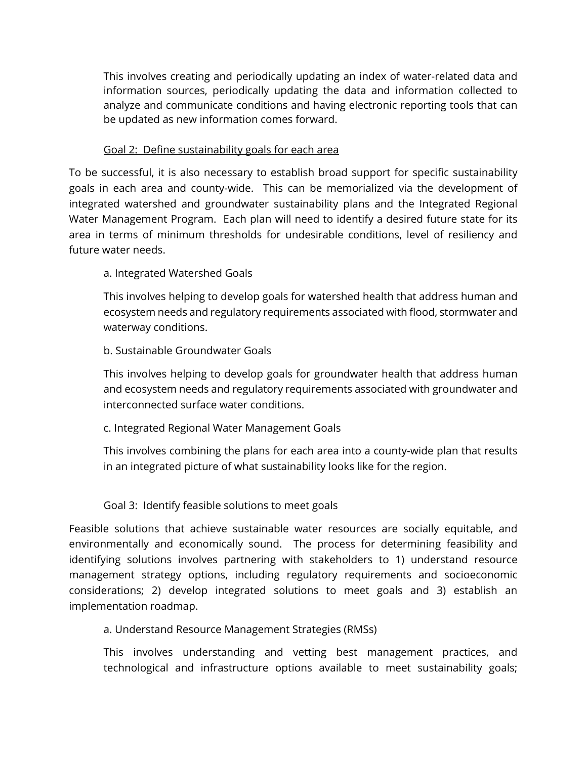This involves creating and periodically updating an index of water-related data and information sources, periodically updating the data and information collected to analyze and communicate conditions and having electronic reporting tools that can be updated as new information comes forward.

<u>Goal 2: Define sustainability goals for each area</u>

To be successful, it is also necessary to establish broad support for specific sustainability goals in each area and county-wide. This can be memorialized via the development of integrated watershed and groundwater sustainability plans and the Integrated Regional Water Management Program. Each plan will need to identify a desired future state for its area in terms of minimum thresholds for undesirable conditions, level of resiliency and future water needs.

a. Integrated Watershed Goals

This involves helping to develop goals for watershed health that address human and ecosystem needs and regulatory requirements associated with flood, stormwater and waterway conditions.

b. Sustainable Groundwater Goals

This involves helping to develop goals for groundwater health that address human and ecosystem needs and regulatory requirements associated with groundwater and interconnected surface water conditions.

c. Integrated Regional Water Management Goals

This involves combining the plans for each area into a county-wide plan that results in an integrated picture of what sustainability looks like for the region.

Goal 3: Identify feasible solutions to meet goals

Feasible solutions that achieve sustainable water resources are socially equitable, and environmentally and economically sound. The process for determining feasibility and identifying solutions involves partnering with stakeholders to 1) understand resource management strategy options, including regulatory requirements and socioeconomic considerations; 2) develop integrated solutions to meet goals and 3) establish an implementation roadmap.

a. Understand Resource Management Strategies (RMSs)

This involves understanding and vetting best management practices, and technological and infrastructure options available to meet sustainability goals;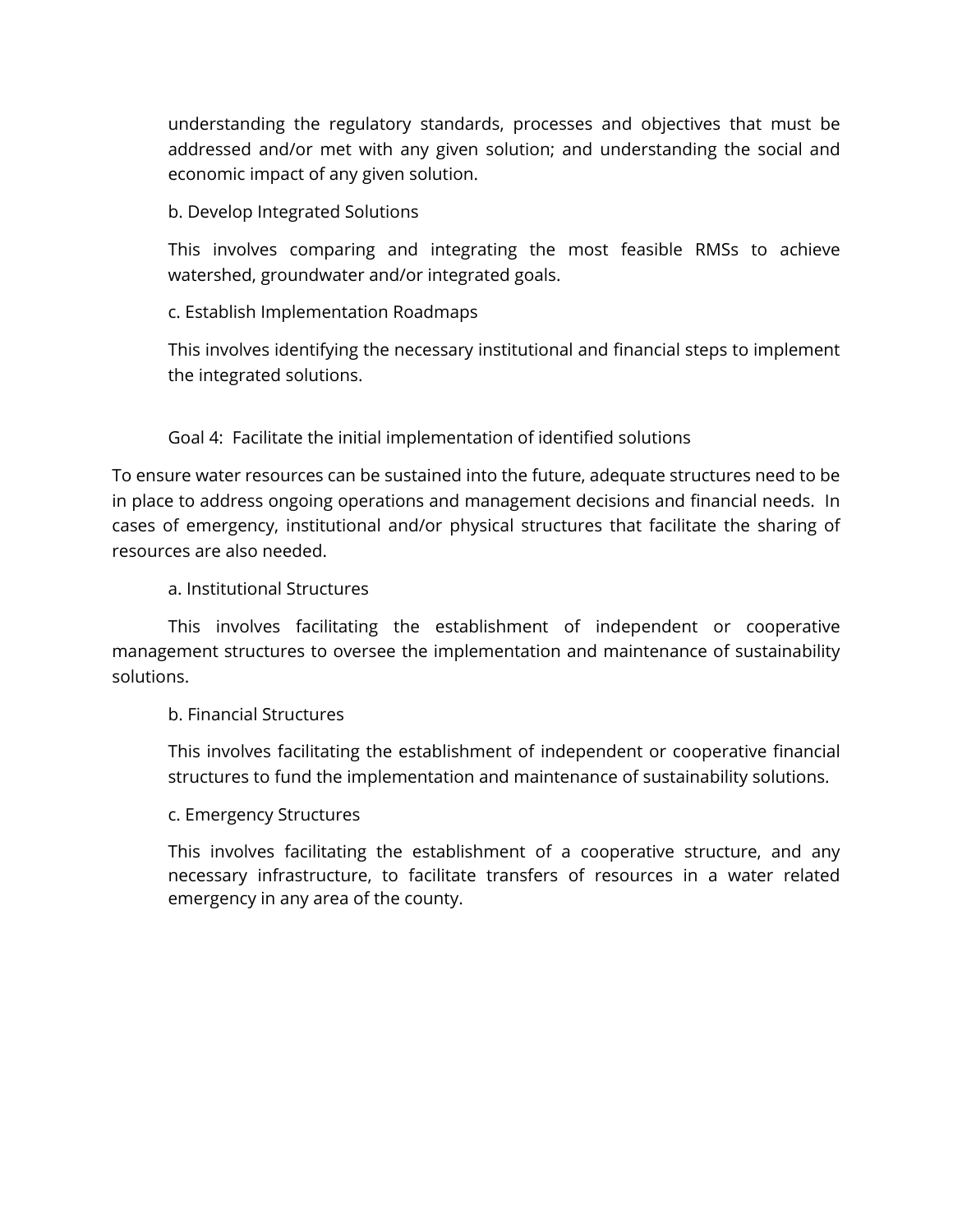understanding the regulatory standards, processes and objectives that must be addressed and/or met with any given solution; and understanding the social and economic impact of any given solution.

b. Develop Integrated Solutions

This involves comparing and integrating the most feasible RMSs to achieve watershed, groundwater and/or integrated goals.

c. Establish Implementation Roadmaps

This involves identifying the necessary institutional and financial steps to implement the integrated solutions.

Goal 4: Facilitate the initial implementation of identified solutions

To ensure water resources can be sustained into the future, adequate structures need to be in place to address ongoing operations and management decisions and financial needs. In cases of emergency, institutional and/or physical structures that facilitate the sharing of resources are also needed.

a. Institutional Structures

This involves facilitating the establishment of independent or cooperative management structures to oversee the implementation and maintenance of sustainability solutions.

b. Financial Structures

This involves facilitating the establishment of independent or cooperative financial structures to fund the implementation and maintenance of sustainability solutions.

c. Emergency Structures

This involves facilitating the establishment of a cooperative structure, and any necessary infrastructure, to facilitate transfers of resources in a water related emergency in any area of the county.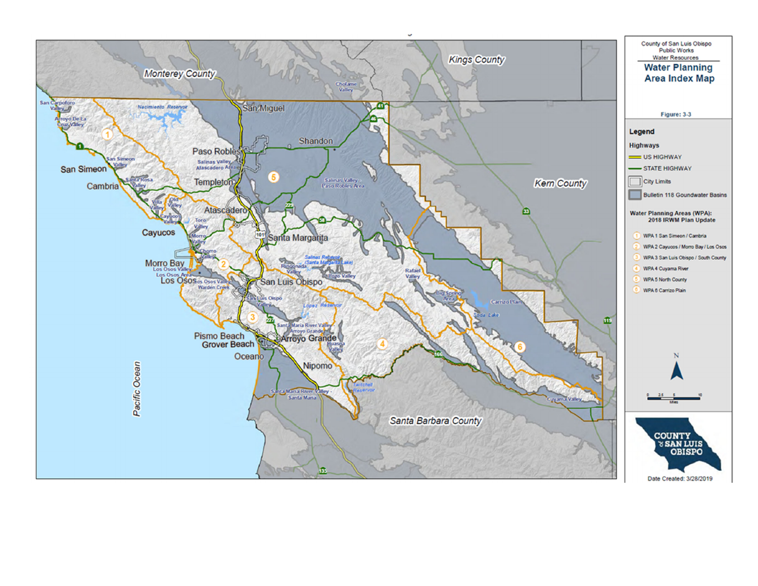County of San Luis Obispo
Public Works
Water Resources

## Water Planning Area Index Map

Figure: 3-3

**Legend**

**Highways**

- US HIGHWAY
- STATE HIGHWAY
- City Limits
- Bulletin 118 Goundwater Basins

**Water Planning Areas (WPA): 2018 IRWM Plan Update**

1. WPA 1 San Simeon / Cambria
2. WPA 2 Cayucos / Morro Bay / Los Osos
3. WPA 3 San Luis Obispo / South County
4. WPA 4 Cuyama River
5. WPA 5 North County
6. WPA 6 Carrizo Plain

0 2.5 5 10
Miles

COUNTY of SAN LUIS OBISPO

Date Created: 3/28/2019

Monterey County
Kings County
Kern County
Santa Barbara County
Pacific Ocean
San Carpoforo Valley
Arroyo De La Cruz Valley
Nacimiento Reservoir
Cholame Valley
San Miguel
Shandon
Paso Robles
San Simeon
San Simeon Valley
Salinas Valley Atascadero Area
Templeton
Cambria
Santa Rosa Valley
Salinas Valley - Paso Robles Area
Villa Valley
Old Valley
Atascadero
Cayucos Valley
Toro Valley
Cayucos
Morro Valley
Santa Margarita
Chorro Valley
Salinas Reservoir (Santa Margarita Lake)
Morro Bay
Los Osos Valley
Los Osos Area
Rinconada Valley
Pozo Valley
Rafael Valley
Los Osos
Los Osos Valley
Warden Creek
San Luis Obispo
San Luis Obispo Valley
Lopez Reservoir
Big Spring Area
Carrizo Plain
Soda Lake
Santa Maria River Valley
Arroyo Grande
Pismo Beach
Grover Beach
Huasna Valley
Oceano
Nipomo
Twitchell Reservoir
Santa Maria River Valley - Santa Maria
Cuyama Valley